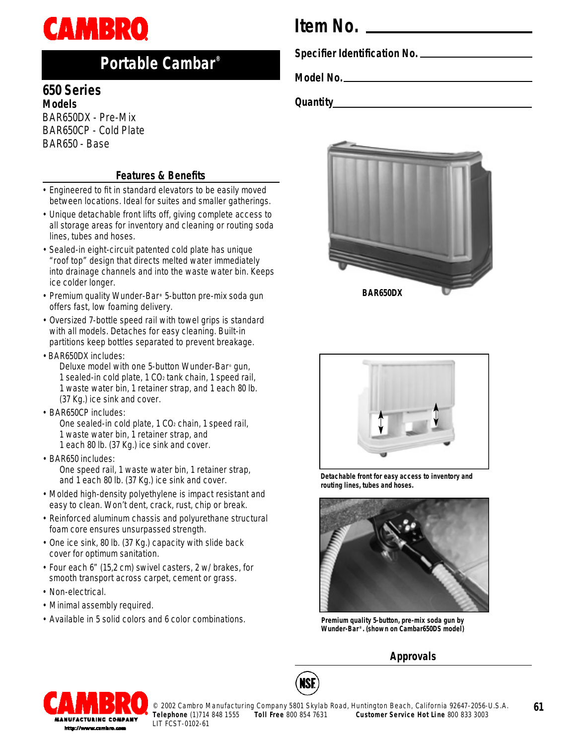# CAMBRO

## Portable Cambar®

### 650 Series

**Models**

BAR650DX - Pre-Mix
BAR650CP - Cold Plate
BAR650 - Base

**Item No.** ____________

**Specifier Identification No.** ____________

**Model No.** ____________

**Quantity** ____________

### Features & Benefits

- Engineered to fit in standard elevators to be easily moved between locations. Ideal for suites and smaller gatherings.
- Unique detachable front lifts off, giving complete access to all storage areas for inventory and cleaning or routing soda lines, tubes and hoses.
- Sealed-in eight-circuit patented cold plate has unique "roof top" design that directs melted water immediately into drainage channels and into the waste water bin. Keeps ice colder longer.
- Premium quality Wunder-Bar® 5-button pre-mix soda gun offers fast, low foaming delivery.
- Oversized 7-bottle speed rail with towel grips is standard with all models. Detaches for easy cleaning. Built-in partitions keep bottles separated to prevent breakage.
- BAR650DX includes:
  Deluxe model with one 5-button Wunder-Bar® gun, 1 sealed-in cold plate, 1 $CO_2$ tank chain, 1 speed rail, 1 waste water bin, 1 retainer strap, and 1 each 80 lb. (37 Kg.) ice sink and cover.
- BAR650CP includes:
  One sealed-in cold plate, 1 $CO_2$ chain, 1 speed rail, 1 waste water bin, 1 retainer strap, and 1 each 80 lb. (37 Kg.) ice sink and cover.
- BAR650 includes:
  One speed rail, 1 waste water bin, 1 retainer strap, and 1 each 80 lb. (37 Kg.) ice sink and cover.
- Molded high-density polyethylene is impact resistant and easy to clean. Won't dent, crack, rust, chip or break.
- Reinforced aluminum chassis and polyurethane structural foam core ensures unsurpassed strength.
- One ice sink, 80 lb. (37 Kg.) capacity with slide back cover for optimum sanitation.
- Four each 6" (15,2 cm) swivel casters, 2 w/ brakes, for smooth transport across carpet, cement or grass.
- Non-electrical.
- Minimal assembly required.
- Available in 5 solid colors and 6 color combinations.

**BAR650DX**

**Detachable front for easy access to inventory and routing lines, tubes and hoses.**

**Premium quality 5-button, pre-mix soda gun by Wunder-Bar®. (shown on Cambar650DS model)**

### Approvals

NSF

CAMBRO MANUFACTURING COMPANY http://www.cambro.com

© 2002 Cambro Manufacturing Company 5801 Skylab Road, Huntington Beach, California 92647-2056-U.S.A.
**Telephone** (1)714 848 1555 **Toll Free** 800 854 7631 **Customer Service Hot Line** 800 833 3003
LIT FCST-0102-61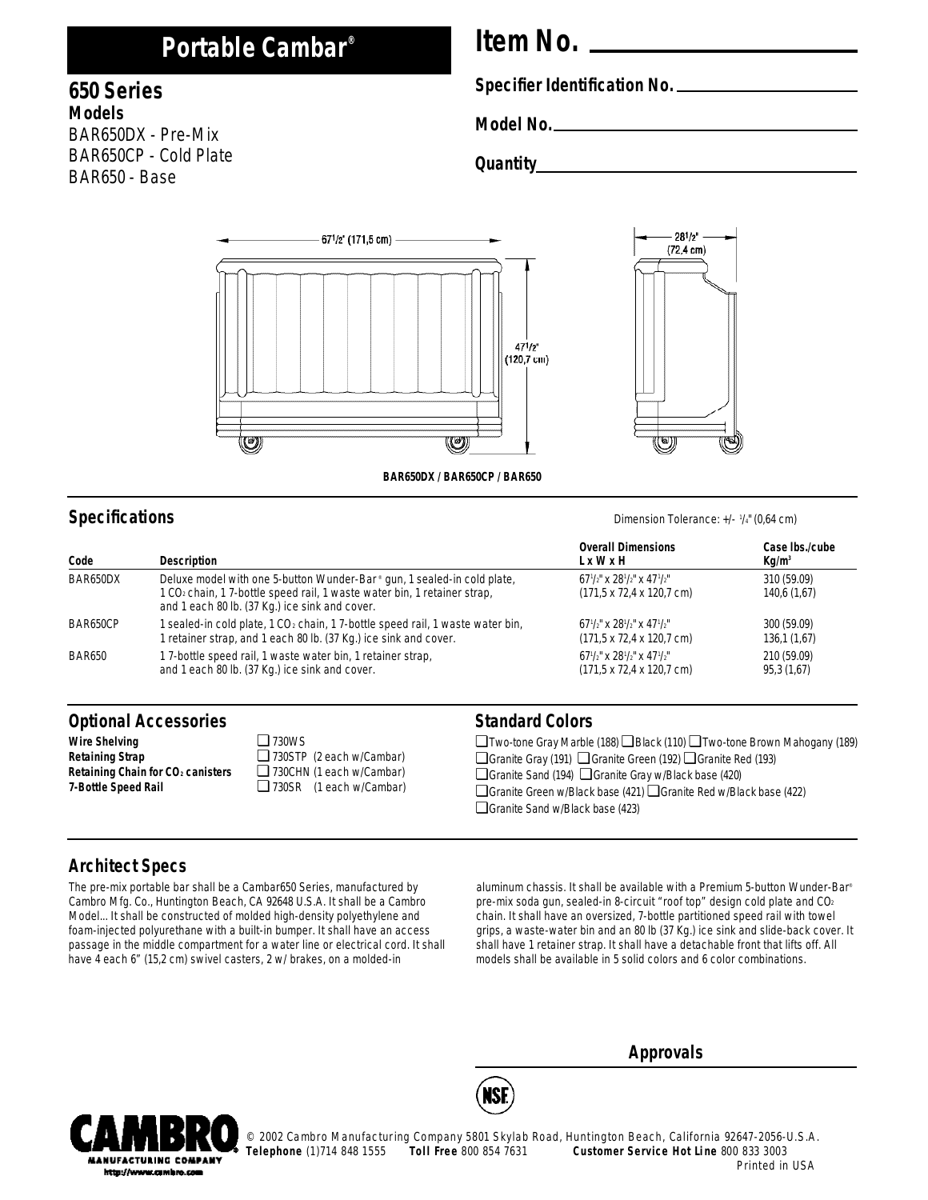# Portable Cambar®

## 650 Series

**Models**

BAR650DX - Pre-Mix
BAR650CP - Cold Plate
BAR650 - Base

**Item No.** ____________

**Specifier Identification No.** ____________

**Model No.** ____________

**Quantity** ____________

67½" (171,5 cm)

47½" (120,7 cm)

28½" (72,4 cm)

BAR650DX / BAR650CP / BAR650

## Specifications

Dimension Tolerance: +/- ¼" (0,64 cm)

| Code | Description | Overall Dimensions L x W x H | Case lbs./cube Kg/m³ |
|---|---|---|---|
| BAR650DX | Deluxe model with one 5-button Wunder-Bar® gun, 1 sealed-in cold plate, 1 $CO_2$ chain, 1 7-bottle speed rail, 1 waste water bin, 1 retainer strap, and 1 each 80 lb. (37 Kg.) ice sink and cover. | 67½" x 28½" x 47½" (171,5 x 72,4 x 120,7 cm) | 310 (59.09) 140,6 (1,67) |
| BAR650CP | 1 sealed-in cold plate, 1 $CO_2$ chain, 1 7-bottle speed rail, 1 waste water bin, 1 retainer strap, and 1 each 80 lb. (37 Kg.) ice sink and cover. | 67½" x 28½" x 47½" (171,5 x 72,4 x 120,7 cm) | 300 (59.09) 136,1 (1,67) |
| BAR650 | 1 7-bottle speed rail, 1 waste water bin, 1 retainer strap, and 1 each 80 lb. (37 Kg.) ice sink and cover. | 67½" x 28½" x 47½" (171,5 x 72,4 x 120,7 cm) | 210 (59.09) 95,3 (1,67) |

## Optional Accessories

| | |
|---|---|
| **Wire Shelving** | ❑ 730WS |
| **Retaining Strap** | ❑ 730STP (2 each w/Cambar) |
| **Retaining Chain for $CO_2$ canisters** | ❑ 730CHN (1 each w/Cambar) |
| **7-Bottle Speed Rail** | ❑ 730SR (1 each w/Cambar) |

## Standard Colors

❑ Two-tone Gray Marble (188) ❑ Black (110) ❑ Two-tone Brown Mahogany (189)
❑ Granite Gray (191) ❑ Granite Green (192) ❑ Granite Red (193)
❑ Granite Sand (194) ❑ Granite Gray w/Black base (420)
❑ Granite Green w/Black base (421) ❑ Granite Red w/Black base (422)
❑ Granite Sand w/Black base (423)

## Architect Specs

The pre-mix portable bar shall be a Cambar650 Series, manufactured by Cambro Mfg. Co., Huntington Beach, CA 92648 U.S.A. It shall be a Cambro Model... It shall be constructed of molded high-density polyethylene and foam-injected polyurethane with a built-in bumper. It shall have an access passage in the middle compartment for a water line or electrical cord. It shall have 4 each 6" (15,2 cm) swivel casters, 2 w/ brakes, on a molded-in aluminum chassis. It shall be available with a Premium 5-button Wunder-Bar® pre-mix soda gun, sealed-in 8-circuit "roof top" design cold plate and $CO_2$ chain. It shall have an oversized, 7-bottle partitioned speed rail with towel grips, a waste-water bin and an 80 lb (37 Kg.) ice sink and slide-back cover. It shall have 1 retainer strap. It shall have a detachable front that lifts off. All models shall be available in 5 solid colors and 6 color combinations.

## Approvals

NSF

CAMBRO MANUFACTURING COMPANY
http://www.cambro.com

© 2002 Cambro Manufacturing Company 5801 Skylab Road, Huntington Beach, California 92647-2056-U.S.A.
**Telephone** (1)714 848 1555 **Toll Free** 800 854 7631 **Customer Service Hot Line** 800 833 3003
Printed in USA